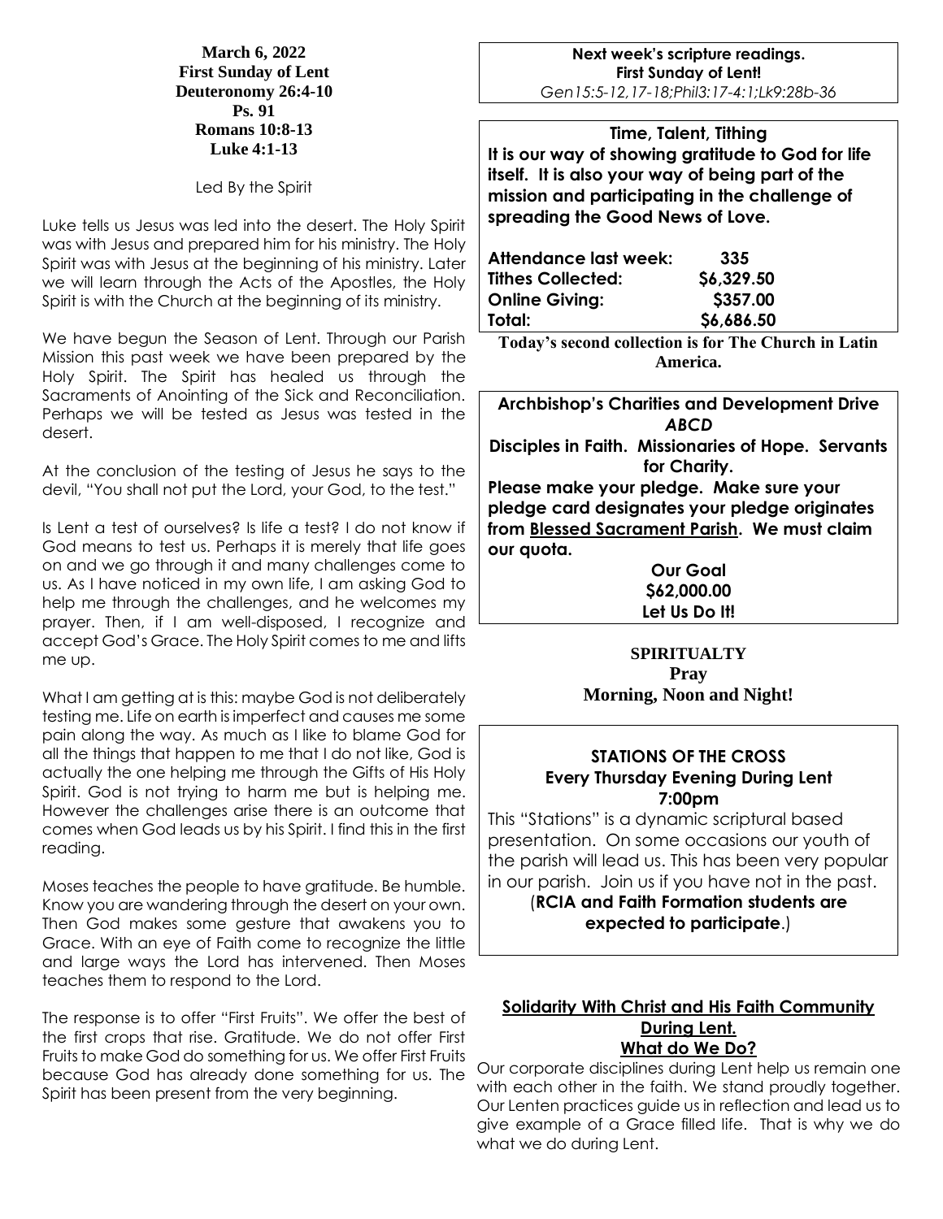**March 6, 2022**
**First Sunday of Lent**
**Deuteronomy 26:4-10**
**Ps. 91**
**Romans 10:8-13**
**Luke 4:1-13**

Led By the Spirit

Luke tells us Jesus was led into the desert. The Holy Spirit was with Jesus and prepared him for his ministry. The Holy Spirit was with Jesus at the beginning of his ministry. Later we will learn through the Acts of the Apostles, the Holy Spirit is with the Church at the beginning of its ministry.

We have begun the Season of Lent. Through our Parish Mission this past week we have been prepared by the Holy Spirit. The Spirit has healed us through the Sacraments of Anointing of the Sick and Reconciliation. Perhaps we will be tested as Jesus was tested in the desert.

At the conclusion of the testing of Jesus he says to the devil, "You shall not put the Lord, your God, to the test."

Is Lent a test of ourselves? Is life a test? I do not know if God means to test us. Perhaps it is merely that life goes on and we go through it and many challenges come to us. As I have noticed in my own life, I am asking God to help me through the challenges, and he welcomes my prayer. Then, if I am well-disposed, I recognize and accept God's Grace. The Holy Spirit comes to me and lifts me up.

What I am getting at is this: maybe God is not deliberately testing me. Life on earth is imperfect and causes me some pain along the way. As much as I like to blame God for all the things that happen to me that I do not like, God is actually the one helping me through the Gifts of His Holy Spirit. God is not trying to harm me but is helping me. However the challenges arise there is an outcome that comes when God leads us by his Spirit. I find this in the first reading.

Moses teaches the people to have gratitude. Be humble. Know you are wandering through the desert on your own. Then God makes some gesture that awakens you to Grace. With an eye of Faith come to recognize the little and large ways the Lord has intervened. Then Moses teaches them to respond to the Lord.

The response is to offer "First Fruits". We offer the best of the first crops that rise. Gratitude. We do not offer First Fruits to make God do something for us. We offer First Fruits because God has already done something for us. The Spirit has been present from the very beginning.

**Next week's scripture readings.**
**First Sunday of Lent!**
*Gen15:5-12,17-18;Phil3:17-4:1;Lk9:28b-36*

**Time, Talent, Tithing**

**It is our way of showing gratitude to God for life itself. It is also your way of being part of the mission and participating in the challenge of spreading the Good News of Love.**

| | |
|---|---|
| **Attendance last week:** | **335** |
| **Tithes Collected:** | **$6,329.50** |
| **Online Giving:** | **$357.00** |
| **Total:** | **$6,686.50** |

**Today's second collection is for The Church in Latin America.**

**Archbishop's Charities and Development Drive**
***ABCD***
**Disciples in Faith. Missionaries of Hope. Servants for Charity.**

**Please make your pledge. Make sure your pledge card designates your pledge originates from <u>Blessed Sacrament Parish</u>. We must claim our quota.**

**Our Goal**
**$62,000.00**
**Let Us Do It!**

**SPIRITUALTY**
**Pray**
**Morning, Noon and Night!**

**STATIONS OF THE CROSS**
**Every Thursday Evening During Lent**
**7:00pm**

This "Stations" is a dynamic scriptural based presentation. On some occasions our youth of the parish will lead us. This has been very popular in our parish. Join us if you have not in the past. (**RCIA and Faith Formation students are expected to participate**.)

**<u>Solidarity With Christ and His Faith Community During Lent.</u>**
**<u>What do We Do?</u>**

Our corporate disciplines during Lent help us remain one with each other in the faith. We stand proudly together. Our Lenten practices guide us in reflection and lead us to give example of a Grace filled life. That is why we do what we do during Lent.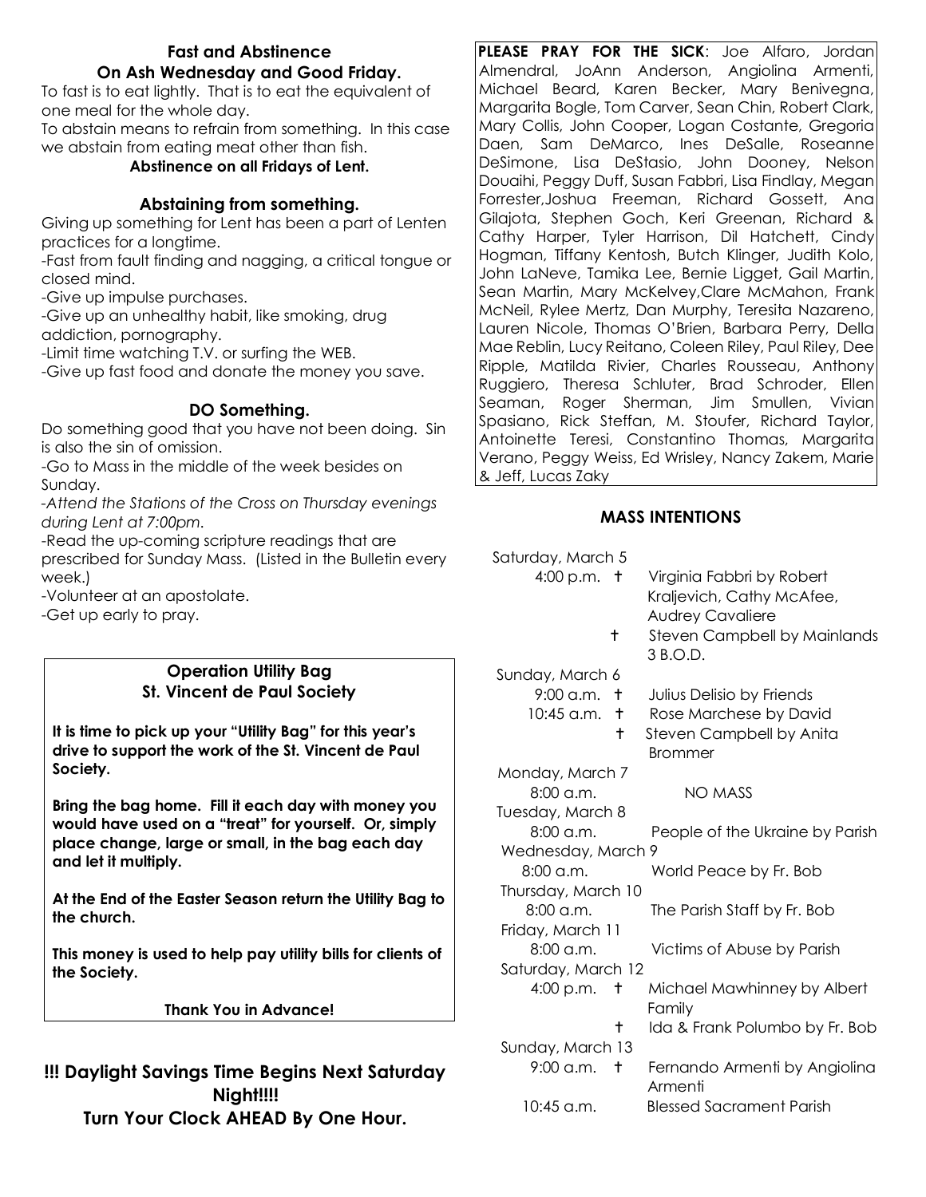## Fast and Abstinence
## On Ash Wednesday and Good Friday.

To fast is to eat lightly. That is to eat the equivalent of one meal for the whole day.

To abstain means to refrain from something. In this case we abstain from eating meat other than fish.

**Abstinence on all Fridays of Lent.**

## Abstaining from something.

Giving up something for Lent has been a part of Lenten practices for a longtime.

-Fast from fault finding and nagging, a critical tongue or closed mind.

-Give up impulse purchases.

-Give up an unhealthy habit, like smoking, drug addiction, pornography.

-Limit time watching T.V. or surfing the WEB.

-Give up fast food and donate the money you save.

## DO Something.

Do something good that you have not been doing. Sin is also the sin of omission.

-Go to Mass in the middle of the week besides on Sunday.

-*Attend the Stations of the Cross on Thursday evenings during Lent at 7:00pm.*

-Read the up-coming scripture readings that are prescribed for Sunday Mass. (Listed in the Bulletin every week.)

-Volunteer at an apostolate.

-Get up early to pray.

## Operation Utility Bag
## St. Vincent de Paul Society

**It is time to pick up your "Utility Bag" for this year's drive to support the work of the St. Vincent de Paul Society.**

**Bring the bag home. Fill it each day with money you would have used on a "treat" for yourself. Or, simply place change, large or small, in the bag each day and let it multiply.**

**At the End of the Easter Season return the Utility Bag to the church.**

**This money is used to help pay utility bills for clients of the Society.**

**Thank You in Advance!**

## !!! Daylight Savings Time Begins Next Saturday Night!!!!
## Turn Your Clock AHEAD By One Hour.

**PLEASE PRAY FOR THE SICK**: Joe Alfaro, Jordan Almendral, JoAnn Anderson, Angiolina Armenti, Michael Beard, Karen Becker, Mary Benivegna, Margarita Bogle, Tom Carver, Sean Chin, Robert Clark, Mary Collis, John Cooper, Logan Costante, Gregoria Daen, Sam DeMarco, Ines DeSalle, Roseanne DeSimone, Lisa DeStasio, John Dooney, Nelson Douaihi, Peggy Duff, Susan Fabbri, Lisa Findlay, Megan Forrester,Joshua Freeman, Richard Gossett, Ana Gilajota, Stephen Goch, Keri Greenan, Richard & Cathy Harper, Tyler Harrison, Dil Hatchett, Cindy Hogman, Tiffany Kentosh, Butch Klinger, Judith Kolo, John LaNeve, Tamika Lee, Bernie Ligget, Gail Martin, Sean Martin, Mary McKelvey,Clare McMahon, Frank McNeil, Rylee Mertz, Dan Murphy, Teresita Nazareno, Lauren Nicole, Thomas O'Brien, Barbara Perry, Della Mae Reblin, Lucy Reitano, Coleen Riley, Paul Riley, Dee Ripple, Matilda Rivier, Charles Rousseau, Anthony Ruggiero, Theresa Schluter, Brad Schroder, Ellen Seaman, Roger Sherman, Jim Smullen, Vivian Spasiano, Rick Steffan, M. Stoufer, Richard Taylor, Antoinette Teresi, Constantino Thomas, Margarita Verano, Peggy Weiss, Ed Wrisley, Nancy Zakem, Marie & Jeff, Lucas Zaky

## MASS INTENTIONS

Saturday, March 5
- 4:00 p.m. † Virginia Fabbri by Robert Kraljevich, Cathy McAfee, Audrey Cavaliere
- † Steven Campbell by Mainlands 3 B.O.D.

Sunday, March 6
- 9:00 a.m. † Julius Delisio by Friends
- 10:45 a.m. † Rose Marchese by David
- † Steven Campbell by Anita Brommer

Monday, March 7
- 8:00 a.m. NO MASS

Tuesday, March 8
- 8:00 a.m. People of the Ukraine by Parish

Wednesday, March 9
- 8:00 a.m. World Peace by Fr. Bob

Thursday, March 10
- 8:00 a.m. The Parish Staff by Fr. Bob

Friday, March 11
- 8:00 a.m. Victims of Abuse by Parish

Saturday, March 12
- 4:00 p.m. † Michael Mawhinney by Albert Family
- † Ida & Frank Polumbo by Fr. Bob

Sunday, March 13
- 9:00 a.m. † Fernando Armenti by Angiolina Armenti
- 10:45 a.m. Blessed Sacrament Parish